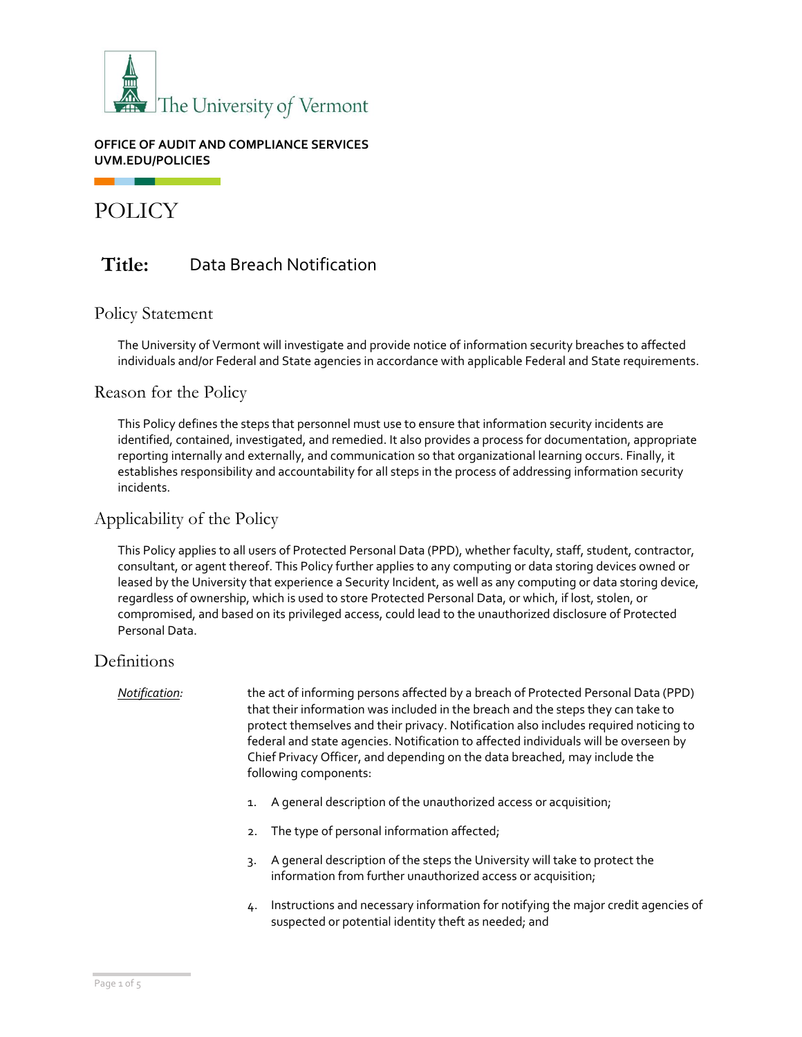The University of Vermont

**OFFICE OF AUDIT AND COMPLIANCE SERVICES**
**UVM.EDU/POLICIES**

# POLICY

## **Title:** Data Breach Notification

## Policy Statement

The University of Vermont will investigate and provide notice of information security breaches to affected individuals and/or Federal and State agencies in accordance with applicable Federal and State requirements.

## Reason for the Policy

This Policy defines the steps that personnel must use to ensure that information security incidents are identified, contained, investigated, and remedied. It also provides a process for documentation, appropriate reporting internally and externally, and communication so that organizational learning occurs. Finally, it establishes responsibility and accountability for all steps in the process of addressing information security incidents.

## Applicability of the Policy

This Policy applies to all users of Protected Personal Data (PPD), whether faculty, staff, student, contractor, consultant, or agent thereof. This Policy further applies to any computing or data storing devices owned or leased by the University that experience a Security Incident, as well as any computing or data storing device, regardless of ownership, which is used to store Protected Personal Data, or which, if lost, stolen, or compromised, and based on its privileged access, could lead to the unauthorized disclosure of Protected Personal Data.

## Definitions

*Notification:* the act of informing persons affected by a breach of Protected Personal Data (PPD) that their information was included in the breach and the steps they can take to protect themselves and their privacy. Notification also includes required noticing to federal and state agencies. Notification to affected individuals will be overseen by Chief Privacy Officer, and depending on the data breached, may include the following components:

1. A general description of the unauthorized access or acquisition;
2. The type of personal information affected;
3. A general description of the steps the University will take to protect the information from further unauthorized access or acquisition;
4. Instructions and necessary information for notifying the major credit agencies of suspected or potential identity theft as needed; and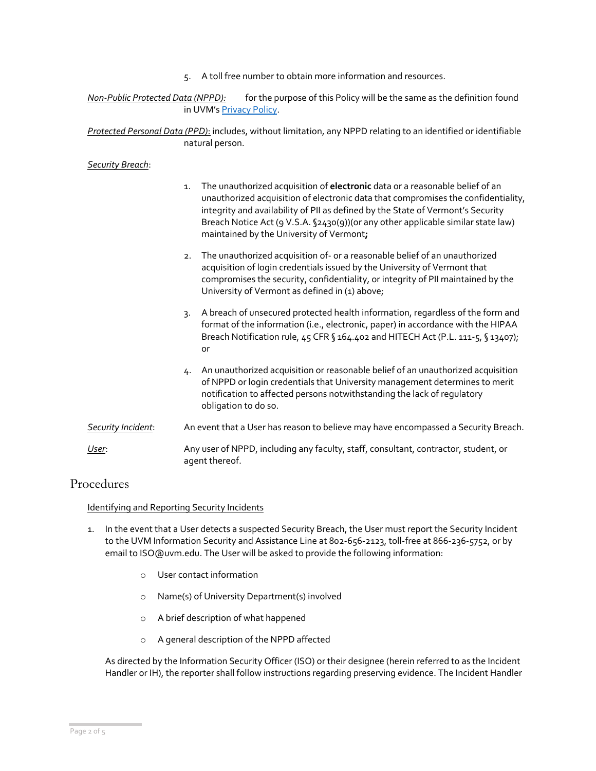5. A toll free number to obtain more information and resources.

*Non-Public Protected Data (NPPD):* for the purpose of this Policy will be the same as the definition found in UVM's [Privacy Policy](Privacy Policy).

*Protected Personal Data (PPD):* includes, without limitation, any NPPD relating to an identified or identifiable natural person.

*Security Breach*:

1. The unauthorized acquisition of **electronic** data or a reasonable belief of an unauthorized acquisition of electronic data that compromises the confidentiality, integrity and availability of PII as defined by the State of Vermont's Security Breach Notice Act (9 V.S.A. §2430(9))(or any other applicable similar state law) maintained by the University of Vermont**;**

2. The unauthorized acquisition of- or a reasonable belief of an unauthorized acquisition of login credentials issued by the University of Vermont that compromises the security, confidentiality, or integrity of PII maintained by the University of Vermont as defined in (1) above;

3. A breach of unsecured protected health information, regardless of the form and format of the information (i.e., electronic, paper) in accordance with the HIPAA Breach Notification rule, 45 CFR § 164.402 and HITECH Act (P.L. 111-5, § 13407); or

4. An unauthorized acquisition or reasonable belief of an unauthorized acquisition of NPPD or login credentials that University management determines to merit notification to affected persons notwithstanding the lack of regulatory obligation to do so.

*Security Incident*: An event that a User has reason to believe may have encompassed a Security Breach.

*User*: Any user of NPPD, including any faculty, staff, consultant, contractor, student, or agent thereof.

## Procedures

Identifying and Reporting Security Incidents

1. In the event that a User detects a suspected Security Breach, the User must report the Security Incident to the UVM Information Security and Assistance Line at 802-656-2123, toll-free at 866-236-5752, or by email to ISO@uvm.edu. The User will be asked to provide the following information:

   - User contact information
   - Name(s) of University Department(s) involved
   - A brief description of what happened
   - A general description of the NPPD affected

   As directed by the Information Security Officer (ISO) or their designee (herein referred to as the Incident Handler or IH), the reporter shall follow instructions regarding preserving evidence. The Incident Handler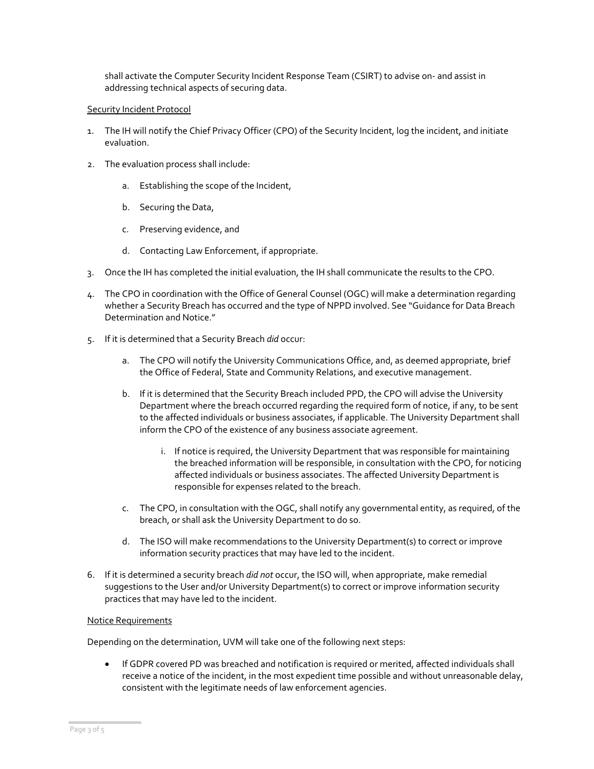shall activate the Computer Security Incident Response Team (CSIRT) to advise on- and assist in addressing technical aspects of securing data.

<u>Security Incident Protocol</u>

1. The IH will notify the Chief Privacy Officer (CPO) of the Security Incident, log the incident, and initiate evaluation.
2. The evaluation process shall include:
   a. Establishing the scope of the Incident,
   b. Securing the Data,
   c. Preserving evidence, and
   d. Contacting Law Enforcement, if appropriate.
3. Once the IH has completed the initial evaluation, the IH shall communicate the results to the CPO.
4. The CPO in coordination with the Office of General Counsel (OGC) will make a determination regarding whether a Security Breach has occurred and the type of NPPD involved. See "Guidance for Data Breach Determination and Notice."
5. If it is determined that a Security Breach *did* occur:
   a. The CPO will notify the University Communications Office, and, as deemed appropriate, brief the Office of Federal, State and Community Relations, and executive management.
   b. If it is determined that the Security Breach included PPD, the CPO will advise the University Department where the breach occurred regarding the required form of notice, if any, to be sent to the affected individuals or business associates, if applicable. The University Department shall inform the CPO of the existence of any business associate agreement.
      i. If notice is required, the University Department that was responsible for maintaining the breached information will be responsible, in consultation with the CPO, for noticing affected individuals or business associates. The affected University Department is responsible for expenses related to the breach.
   c. The CPO, in consultation with the OGC, shall notify any governmental entity, as required, of the breach, or shall ask the University Department to do so.
   d. The ISO will make recommendations to the University Department(s) to correct or improve information security practices that may have led to the incident.
6. If it is determined a security breach *did not* occur, the ISO will, when appropriate, make remedial suggestions to the User and/or University Department(s) to correct or improve information security practices that may have led to the incident.

<u>Notice Requirements</u>

Depending on the determination, UVM will take one of the following next steps:

- If GDPR covered PD was breached and notification is required or merited, affected individuals shall receive a notice of the incident, in the most expedient time possible and without unreasonable delay, consistent with the legitimate needs of law enforcement agencies.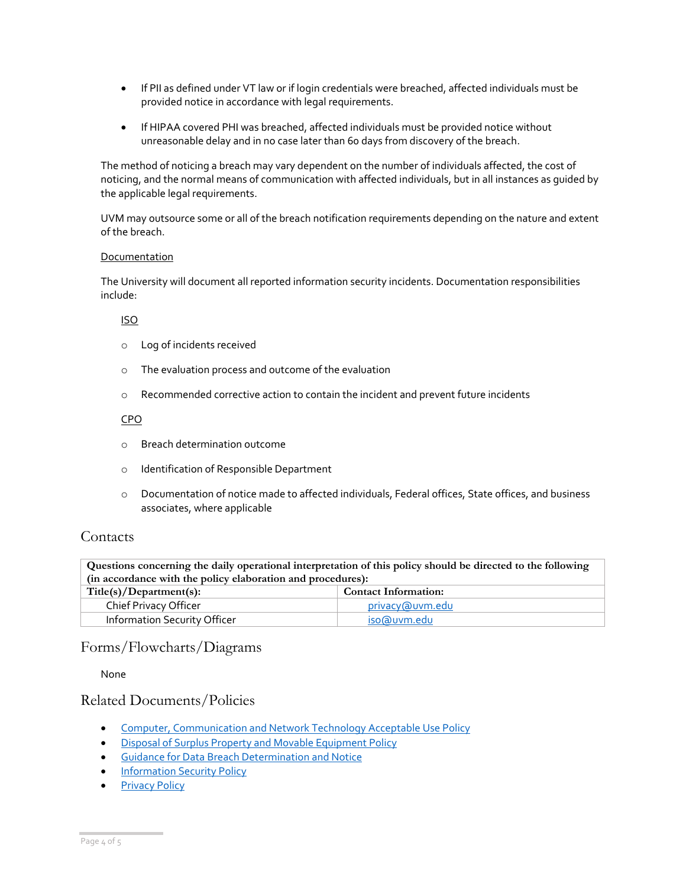- If PII as defined under VT law or if login credentials were breached, affected individuals must be provided notice in accordance with legal requirements.
- If HIPAA covered PHI was breached, affected individuals must be provided notice without unreasonable delay and in no case later than 60 days from discovery of the breach.

The method of noticing a breach may vary dependent on the number of individuals affected, the cost of noticing, and the normal means of communication with affected individuals, but in all instances as guided by the applicable legal requirements.

UVM may outsource some or all of the breach notification requirements depending on the nature and extent of the breach.

Documentation

The University will document all reported information security incidents. Documentation responsibilities include:

ISO

- Log of incidents received
- The evaluation process and outcome of the evaluation
- Recommended corrective action to contain the incident and prevent future incidents

CPO

- Breach determination outcome
- Identification of Responsible Department
- Documentation of notice made to affected individuals, Federal offices, State offices, and business associates, where applicable

## Contacts

| **Questions concerning the daily operational interpretation of this policy should be directed to the following (in accordance with the policy elaboration and procedures):** | |
|---|---|
| **Title(s)/Department(s):** | **Contact Information:** |
| Chief Privacy Officer | privacy@uvm.edu |
| Information Security Officer | iso@uvm.edu |

## Forms/Flowcharts/Diagrams

None

## Related Documents/Policies

- Computer, Communication and Network Technology Acceptable Use Policy
- Disposal of Surplus Property and Movable Equipment Policy
- Guidance for Data Breach Determination and Notice
- Information Security Policy
- Privacy Policy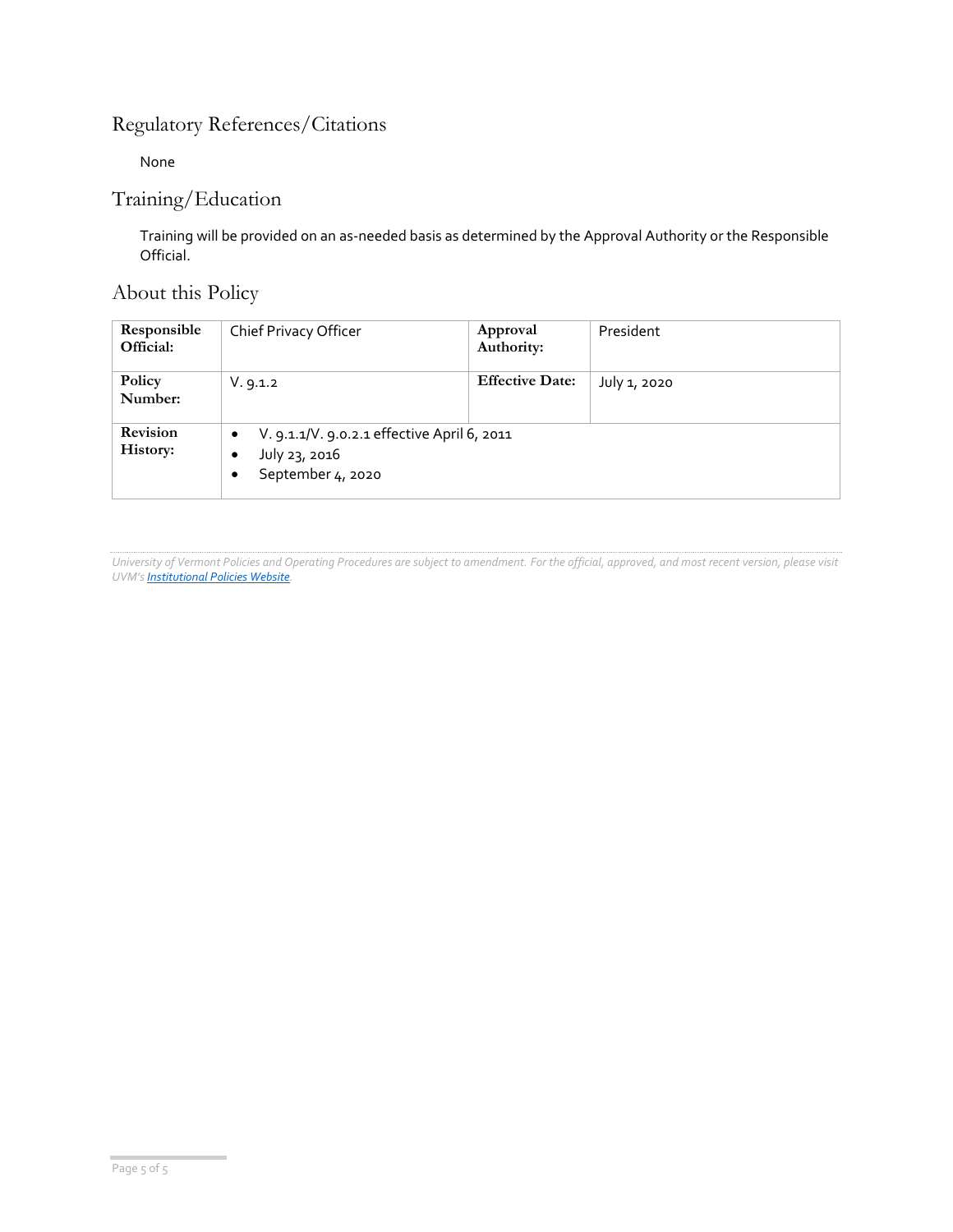## Regulatory References/Citations

None

## Training/Education

Training will be provided on an as-needed basis as determined by the Approval Authority or the Responsible Official.

## About this Policy

| | | | |
|---|---|---|---|
| **Responsible Official:** | Chief Privacy Officer | **Approval Authority:** | President |
| **Policy Number:** | V. 9.1.2 | **Effective Date:** | July 1, 2020 |
| **Revision History:** | • V. 9.1.1/V. 9.0.2.1 effective April 6, 2011<br>• July 23, 2016<br>• September 4, 2020 | | |

*University of Vermont Policies and Operating Procedures are subject to amendment. For the official, approved, and most recent version, please visit UVM's [Institutional Policies Website](Institutional Policies Website).*